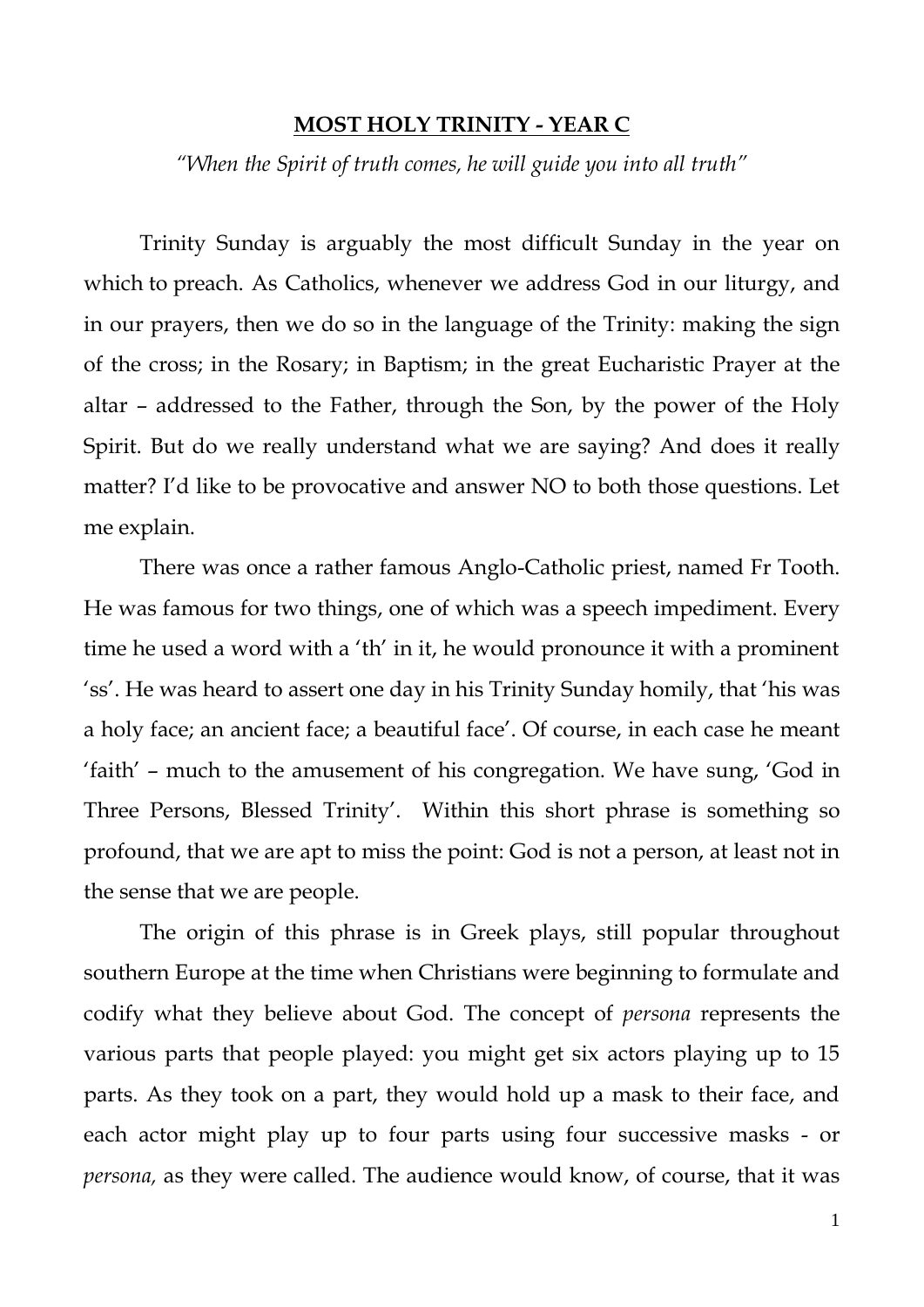# **MOST HOLY TRINITY - YEAR C**

*"When the Spirit of truth comes, he will guide you into all truth"*

Trinity Sunday is arguably the most difficult Sunday in the year on which to preach. As Catholics, whenever we address God in our liturgy, and in our prayers, then we do so in the language of the Trinity: making the sign of the cross; in the Rosary; in Baptism; in the great Eucharistic Prayer at the altar – addressed to the Father, through the Son, by the power of the Holy Spirit. But do we really understand what we are saying? And does it really matter? I'd like to be provocative and answer NO to both those questions. Let me explain.

There was once a rather famous Anglo-Catholic priest, named Fr Tooth. He was famous for two things, one of which was a speech impediment. Every time he used a word with a 'th' in it, he would pronounce it with a prominent 'ss'. He was heard to assert one day in his Trinity Sunday homily, that 'his was a holy face; an ancient face; a beautiful face'. Of course, in each case he meant 'faith' – much to the amusement of his congregation. We have sung, 'God in Three Persons, Blessed Trinity'. Within this short phrase is something so profound, that we are apt to miss the point: God is not a person, at least not in the sense that we are people.

The origin of this phrase is in Greek plays, still popular throughout southern Europe at the time when Christians were beginning to formulate and codify what they believe about God. The concept of *persona* represents the various parts that people played: you might get six actors playing up to 15 parts. As they took on a part, they would hold up a mask to their face, and each actor might play up to four parts using four successive masks - or *persona,* as they were called. The audience would know, of course, that it was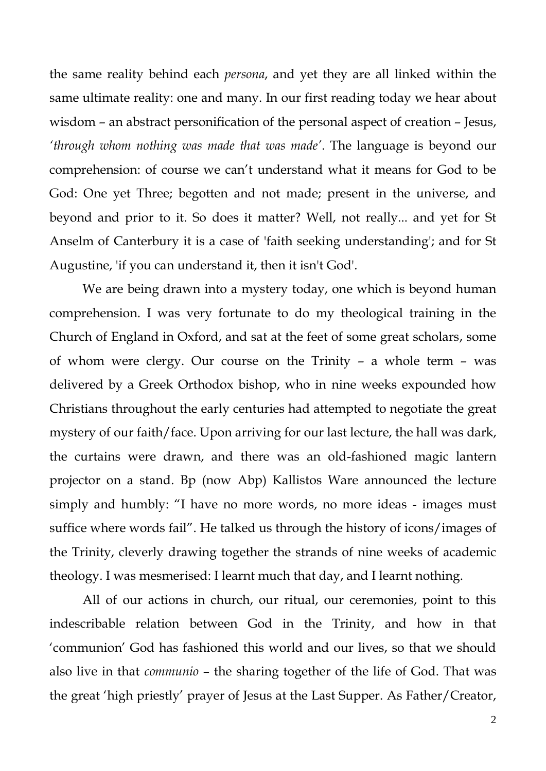the same reality behind each *persona*, and yet they are all linked within the same ultimate reality: one and many. In our first reading today we hear about wisdom – an abstract personification of the personal aspect of creation – Jesus, *'through whom nothing was made that was made'*. The language is beyond our comprehension: of course we can't understand what it means for God to be God: One yet Three; begotten and not made; present in the universe, and beyond and prior to it. So does it matter? Well, not really... and yet for St Anselm of Canterbury it is a case of 'faith seeking understanding'; and for St Augustine, 'if you can understand it, then it isn't God'.

We are being drawn into a mystery today, one which is beyond human comprehension. I was very fortunate to do my theological training in the Church of England in Oxford, and sat at the feet of some great scholars, some of whom were clergy. Our course on the Trinity – a whole term – was delivered by a Greek Orthodox bishop, who in nine weeks expounded how Christians throughout the early centuries had attempted to negotiate the great mystery of our faith/face. Upon arriving for our last lecture, the hall was dark, the curtains were drawn, and there was an old-fashioned magic lantern projector on a stand. Bp (now Abp) Kallistos Ware announced the lecture simply and humbly: "I have no more words, no more ideas - images must suffice where words fail". He talked us through the history of icons/images of the Trinity, cleverly drawing together the strands of nine weeks of academic theology. I was mesmerised: I learnt much that day, and I learnt nothing.

All of our actions in church, our ritual, our ceremonies, point to this indescribable relation between God in the Trinity, and how in that 'communion' God has fashioned this world and our lives, so that we should also live in that *communio* – the sharing together of the life of God. That was the great 'high priestly' prayer of Jesus at the Last Supper. As Father/Creator,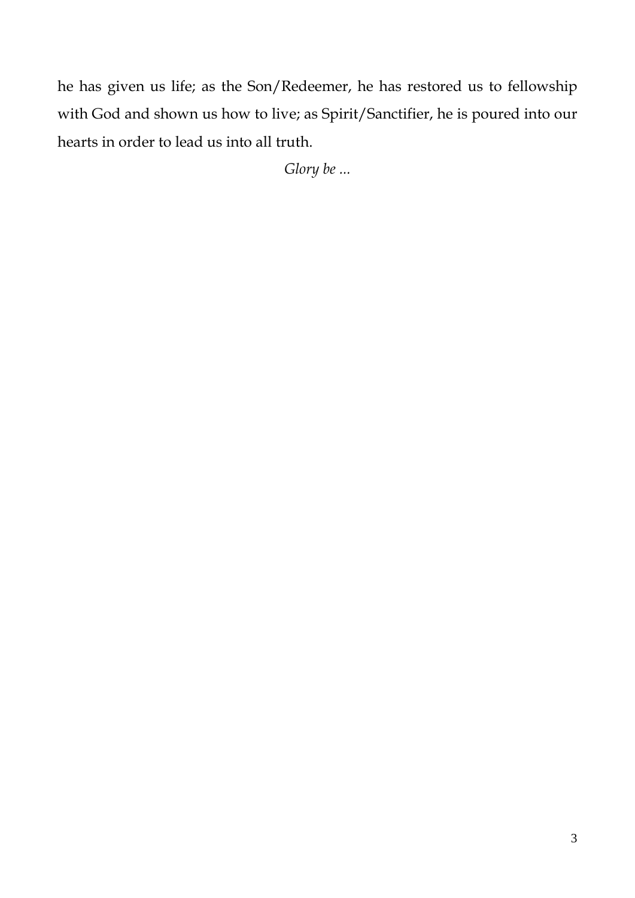he has given us life; as the Son/Redeemer, he has restored us to fellowship with God and shown us how to live; as Spirit/Sanctifier, he is poured into our hearts in order to lead us into all truth.

*Glory be ...*